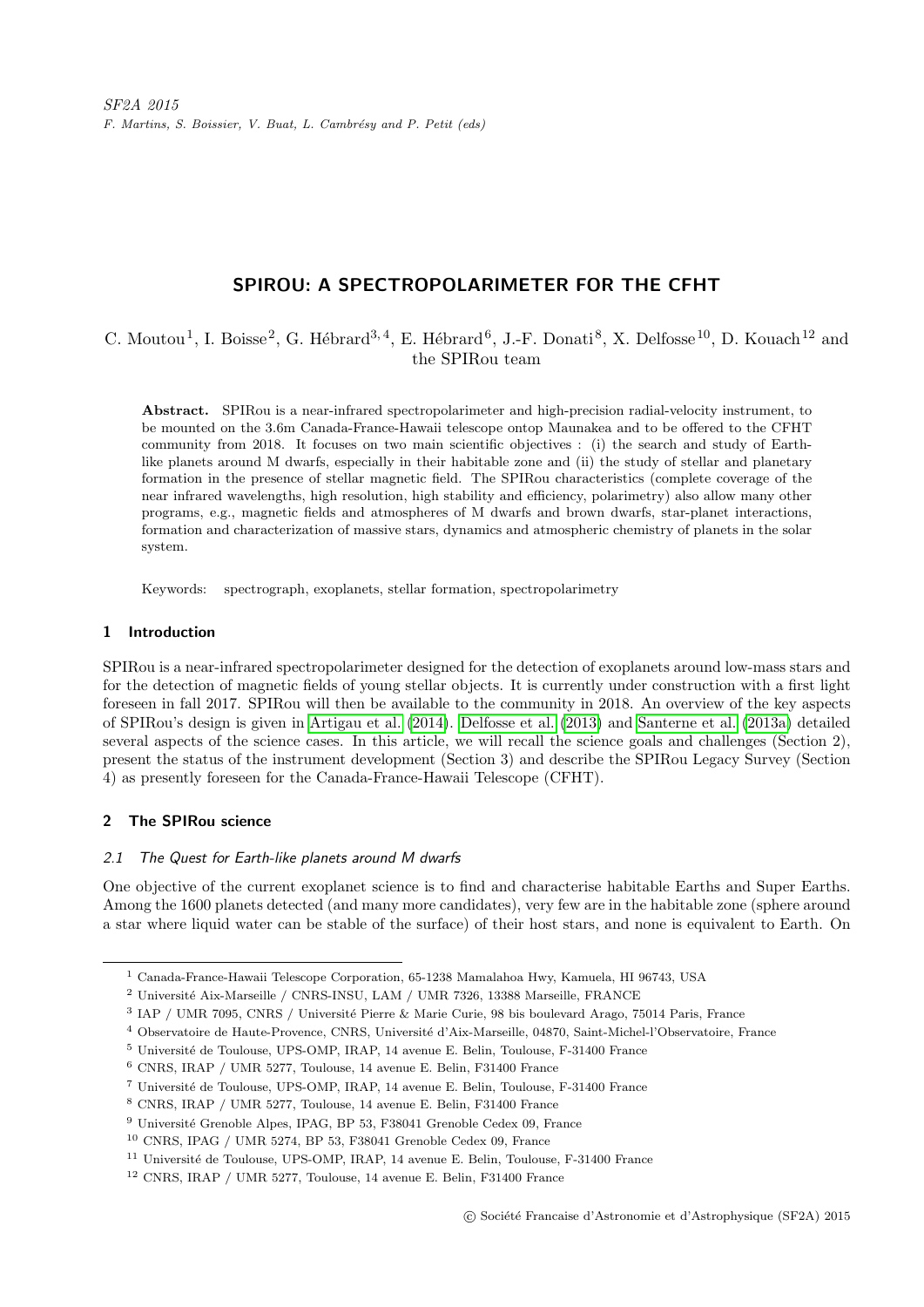SF2A 2015
F. Martins, S. Boissier, V. Buat, L. Cambrésy and P. Petit (eds)

# SPIROU: A SPECTROPOLARIMETER FOR THE CFHT

C. Moutou[1], I. Boisse[2], G. Hébrard[3,4], E. Hébrard[6], J.-F. Donati[8], X. Delfosse[10], D. Kouach[12] and the SPIRou team

**Abstract.** SPIRou is a near-infrared spectropolarimeter and high-precision radial-velocity instrument, to be mounted on the 3.6m Canada-France-Hawaii telescope ontop Maunakea and to be offered to the CFHT community from 2018. It focuses on two main scientific objectives : (i) the search and study of Earth-like planets around M dwarfs, especially in their habitable zone and (ii) the study of stellar and planetary formation in the presence of stellar magnetic field. The SPIRou characteristics (complete coverage of the near infrared wavelengths, high resolution, high stability and efficiency, polarimetry) also allow many other programs, e.g., magnetic fields and atmospheres of M dwarfs and brown dwarfs, star-planet interactions, formation and characterization of massive stars, dynamics and atmospheric chemistry of planets in the solar system.

Keywords: spectrograph, exoplanets, stellar formation, spectropolarimetry

## 1 Introduction

SPIRou is a near-infrared spectropolarimeter designed for the detection of exoplanets around low-mass stars and for the detection of magnetic fields of young stellar objects. It is currently under construction with a first light foreseen in fall 2017. SPIRou will then be available to the community in 2018. An overview of the key aspects of SPIRou's design is given in Artigau et al. (2014). Delfosse et al. (2013) and Santerne et al. (2013a) detailed several aspects of the science cases. In this article, we will recall the science goals and challenges (Section 2), present the status of the instrument development (Section 3) and describe the SPIRou Legacy Survey (Section 4) as presently foreseen for the Canada-France-Hawaii Telescope (CFHT).

## 2 The SPIRou science

### 2.1 The Quest for Earth-like planets around M dwarfs

One objective of the current exoplanet science is to find and characterise habitable Earths and Super Earths. Among the 1600 planets detected (and many more candidates), very few are in the habitable zone (sphere around a star where liquid water can be stable of the surface) of their host stars, and none is equivalent to Earth. On

[1] Canada-France-Hawaii Telescope Corporation, 65-1238 Mamalahoa Hwy, Kamuela, HI 96743, USA
[2] Université Aix-Marseille / CNRS-INSU, LAM / UMR 7326, 13388 Marseille, FRANCE
[3] IAP / UMR 7095, CNRS / Université Pierre & Marie Curie, 98 bis boulevard Arago, 75014 Paris, France
[4] Observatoire de Haute-Provence, CNRS, Université d'Aix-Marseille, 04870, Saint-Michel-l'Observatoire, France
[5] Université de Toulouse, UPS-OMP, IRAP, 14 avenue E. Belin, Toulouse, F-31400 France
[6] CNRS, IRAP / UMR 5277, Toulouse, 14 avenue E. Belin, F31400 France
[7] Université de Toulouse, UPS-OMP, IRAP, 14 avenue E. Belin, Toulouse, F-31400 France
[8] CNRS, IRAP / UMR 5277, Toulouse, 14 avenue E. Belin, F31400 France
[9] Université Grenoble Alpes, IPAG, BP 53, F38041 Grenoble Cedex 09, France
[10] CNRS, IPAG / UMR 5274, BP 53, F38041 Grenoble Cedex 09, France
[11] Université de Toulouse, UPS-OMP, IRAP, 14 avenue E. Belin, Toulouse, F-31400 France
[12] CNRS, IRAP / UMR 5277, Toulouse, 14 avenue E. Belin, F31400 France

© Société Francaise d'Astronomie et d'Astrophysique (SF2A) 2015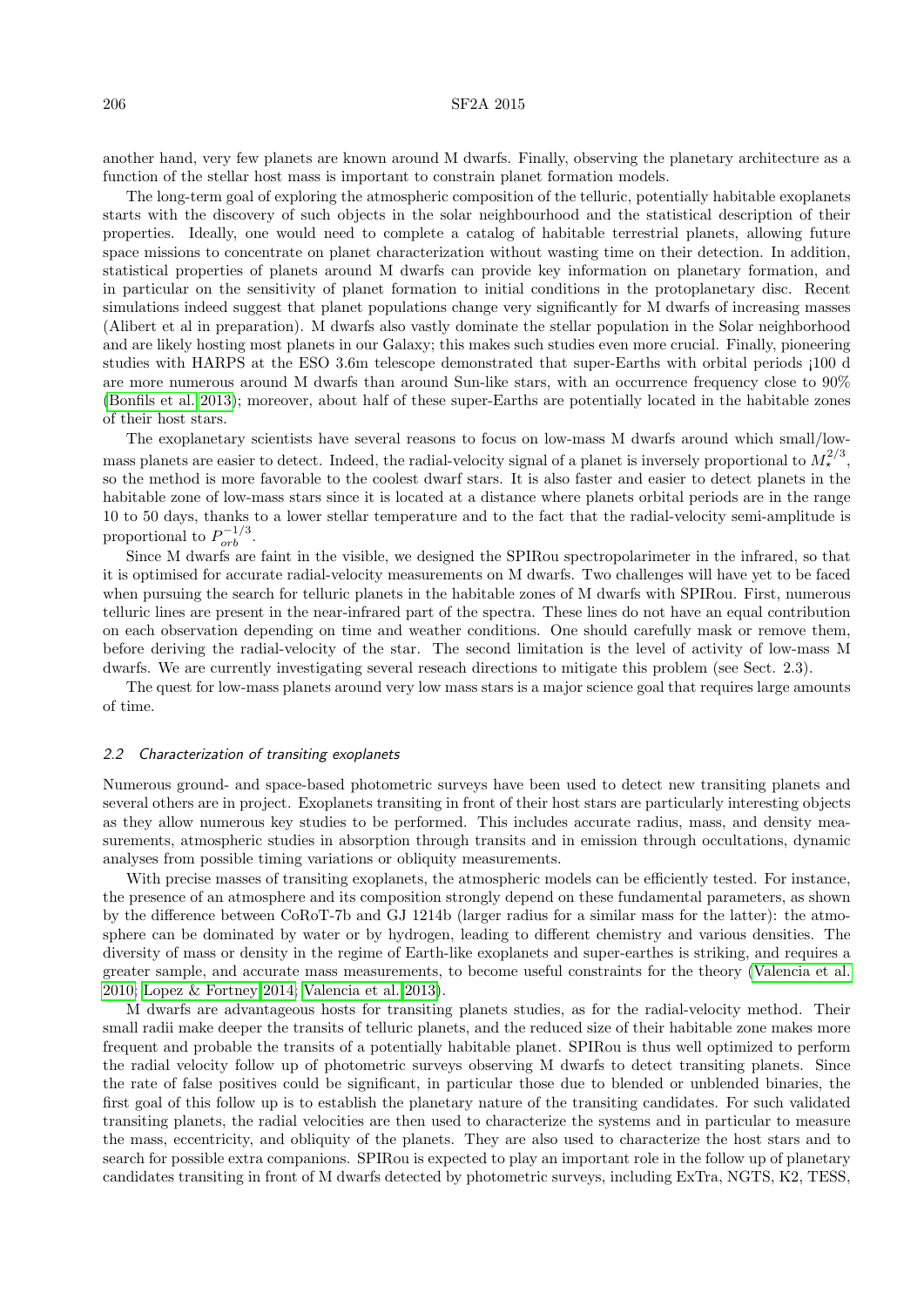another hand, very few planets are known around M dwarfs. Finally, observing the planetary architecture as a function of the stellar host mass is important to constrain planet formation models.

The long-term goal of exploring the atmospheric composition of the telluric, potentially habitable exoplanets starts with the discovery of such objects in the solar neighbourhood and the statistical description of their properties. Ideally, one would need to complete a catalog of habitable terrestrial planets, allowing future space missions to concentrate on planet characterization without wasting time on their detection. In addition, statistical properties of planets around M dwarfs can provide key information on planetary formation, and in particular on the sensitivity of planet formation to initial conditions in the protoplanetary disc. Recent simulations indeed suggest that planet populations change very significantly for M dwarfs of increasing masses (Alibert et al in preparation). M dwarfs also vastly dominate the stellar population in the Solar neighborhood and are likely hosting most planets in our Galaxy; this makes such studies even more crucial. Finally, pioneering studies with HARPS at the ESO 3.6m telescope demonstrated that super-Earths with orbital periods ¡100 d are more numerous around M dwarfs than around Sun-like stars, with an occurrence frequency close to 90% (Bonfils et al. 2013); moreover, about half of these super-Earths are potentially located in the habitable zones of their host stars.

The exoplanetary scientists have several reasons to focus on low-mass M dwarfs around which small/low-mass planets are easier to detect. Indeed, the radial-velocity signal of a planet is inversely proportional to $M_\star^{2/3}$, so the method is more favorable to the coolest dwarf stars. It is also faster and easier to detect planets in the habitable zone of low-mass stars since it is located at a distance where planets orbital periods are in the range 10 to 50 days, thanks to a lower stellar temperature and to the fact that the radial-velocity semi-amplitude is proportional to $P_{orb}^{-1/3}$.

Since M dwarfs are faint in the visible, we designed the SPIRou spectropolarimeter in the infrared, so that it is optimised for accurate radial-velocity measurements on M dwarfs. Two challenges will have yet to be faced when pursuing the search for telluric planets in the habitable zones of M dwarfs with SPIRou. First, numerous telluric lines are present in the near-infrared part of the spectra. These lines do not have an equal contribution on each observation depending on time and weather conditions. One should carefully mask or remove them, before deriving the radial-velocity of the star. The second limitation is the level of activity of low-mass M dwarfs. We are currently investigating several reseach directions to mitigate this problem (see Sect. 2.3).

The quest for low-mass planets around very low mass stars is a major science goal that requires large amounts of time.

### 2.2 *Characterization of transiting exoplanets*

Numerous ground- and space-based photometric surveys have been used to detect new transiting planets and several others are in project. Exoplanets transiting in front of their host stars are particularly interesting objects as they allow numerous key studies to be performed. This includes accurate radius, mass, and density measurements, atmospheric studies in absorption through transits and in emission through occultations, dynamic analyses from possible timing variations or obliquity measurements.

With precise masses of transiting exoplanets, the atmospheric models can be efficiently tested. For instance, the presence of an atmosphere and its composition strongly depend on these fundamental parameters, as shown by the difference between CoRoT-7b and GJ 1214b (larger radius for a similar mass for the latter): the atmosphere can be dominated by water or by hydrogen, leading to different chemistry and various densities. The diversity of mass or density in the regime of Earth-like exoplanets and super-earthes is striking, and requires a greater sample, and accurate mass measurements, to become useful constraints for the theory (Valencia et al. 2010; Lopez & Fortney 2014; Valencia et al. 2013).

M dwarfs are advantageous hosts for transiting planets studies, as for the radial-velocity method. Their small radii make deeper the transits of telluric planets, and the reduced size of their habitable zone makes more frequent and probable the transits of a potentially habitable planet. SPIRou is thus well optimized to perform the radial velocity follow up of photometric surveys observing M dwarfs to detect transiting planets. Since the rate of false positives could be significant, in particular those due to blended or unblended binaries, the first goal of this follow up is to establish the planetary nature of the transiting candidates. For such validated transiting planets, the radial velocities are then used to characterize the systems and in particular to measure the mass, eccentricity, and obliquity of the planets. They are also used to characterize the host stars and to search for possible extra companions. SPIRou is expected to play an important role in the follow up of planetary candidates transiting in front of M dwarfs detected by photometric surveys, including ExTra, NGTS, K2, TESS,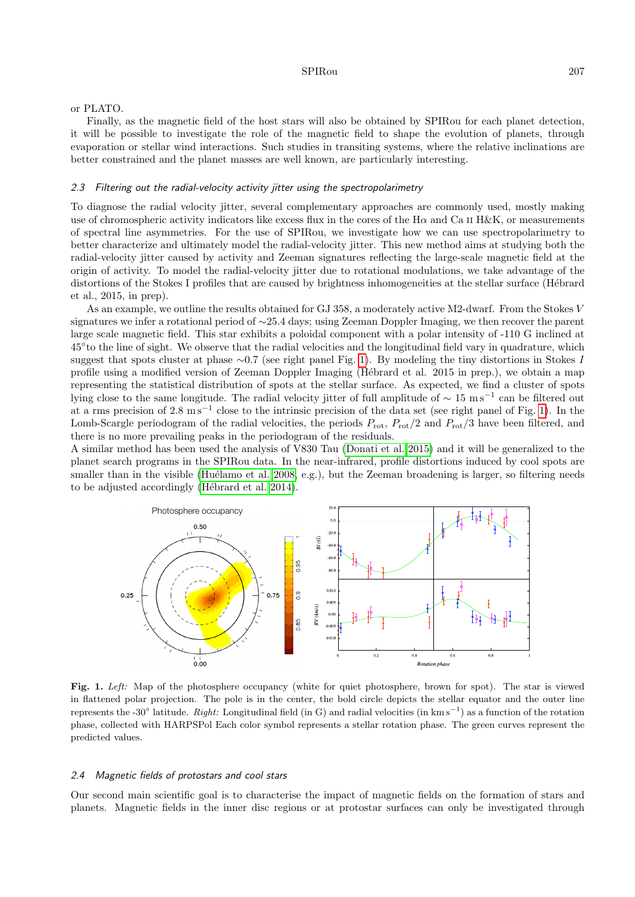or PLATO.

Finally, as the magnetic field of the host stars will also be obtained by SPIRou for each planet detection, it will be possible to investigate the role of the magnetic field to shape the evolution of planets, through evaporation or stellar wind interactions. Such studies in transiting systems, where the relative inclinations are better constrained and the planet masses are well known, are particularly interesting.

### *2.3 Filtering out the radial-velocity activity jitter using the spectropolarimetry*

To diagnose the radial velocity jitter, several complementary approaches are commonly used, mostly making use of chromospheric activity indicators like excess flux in the cores of the Hα and Ca II H&K, or measurements of spectral line asymmetries. For the use of SPIRou, we investigate how we can use spectropolarimetry to better characterize and ultimately model the radial-velocity jitter. This new method aims at studying both the radial-velocity jitter caused by activity and Zeeman signatures reflecting the large-scale magnetic field at the origin of activity. To model the radial-velocity jitter due to rotational modulations, we take advantage of the distortions of the Stokes I profiles that are caused by brightness inhomogeneities at the stellar surface (Hébrard et al., 2015, in prep).

As an example, we outline the results obtained for GJ 358, a moderately active M2-dwarf. From the Stokes $V$ signatures we infer a rotational period of ∼25.4 days; using Zeeman Doppler Imaging, we then recover the parent large scale magnetic field. This star exhibits a poloidal component with a polar intensity of -110 G inclined at 45°to the line of sight. We observe that the radial velocities and the longitudinal field vary in quadrature, which suggest that spots cluster at phase ∼0.7 (see right panel Fig. 1). By modeling the tiny distortions in Stokes $I$ profile using a modified version of Zeeman Doppler Imaging (Hébrard et al. 2015 in prep.), we obtain a map representing the statistical distribution of spots at the stellar surface. As expected, we find a cluster of spots lying close to the same longitude. The radial velocity jitter of full amplitude of $\sim 15$ m s$^{-1}$ can be filtered out at a rms precision of 2.8 m s$^{-1}$ close to the intrinsic precision of the data set (see right panel of Fig. 1). In the Lomb-Scargle periodogram of the radial velocities, the periods $P_{\rm rot}$, $P_{\rm rot}/2$ and $P_{\rm rot}/3$ have been filtered, and there is no more prevailing peaks in the periodogram of the residuals.

A similar method has been used the analysis of V830 Tau (Donati et al. 2015) and it will be generalized to the planet search programs in the SPIRou data. In the near-infrared, profile distortions induced by cool spots are smaller than in the visible (Huélamo et al. 2008, e.g.), but the Zeeman broadening is larger, so filtering needs to be adjusted accordingly (Hébrard et al. 2014).

**Fig. 1.** *Left:* Map of the photosphere occupancy (white for quiet photosphere, brown for spot). The star is viewed in flattened polar projection. The pole is in the center, the bold circle depicts the stellar equator and the outer line represents the -30° latitude. *Right:* Longitudinal field (in G) and radial velocities (in km s$^{-1}$) as a function of the rotation phase, collected with HARPSPol Each color symbol represents a stellar rotation phase. The green curves represent the predicted values.

### *2.4 Magnetic fields of protostars and cool stars*

Our second main scientific goal is to characterise the impact of magnetic fields on the formation of stars and planets. Magnetic fields in the inner disc regions or at protostar surfaces can only be investigated through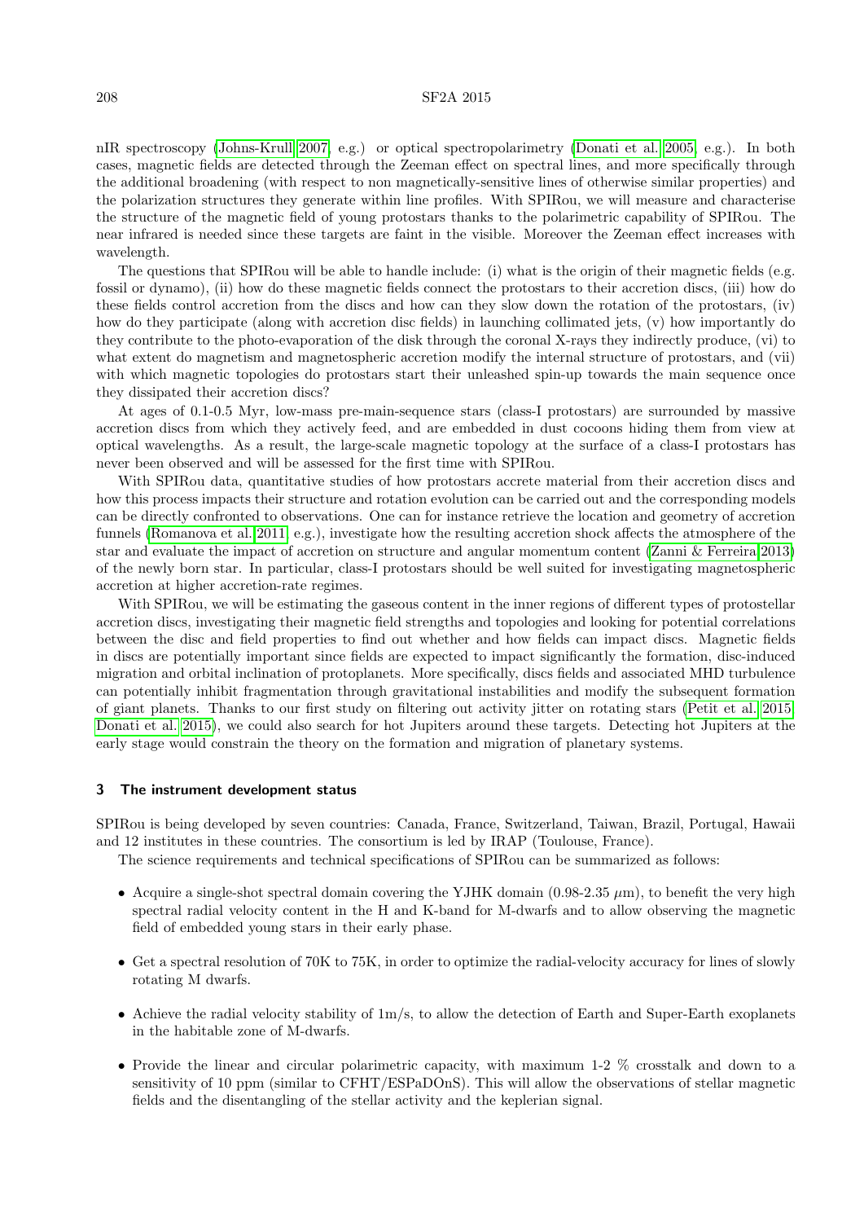nIR spectroscopy (Johns-Krull 2007, e.g.) or optical spectropolarimetry (Donati et al. 2005, e.g.). In both cases, magnetic fields are detected through the Zeeman effect on spectral lines, and more specifically through the additional broadening (with respect to non magnetically-sensitive lines of otherwise similar properties) and the polarization structures they generate within line profiles. With SPIRou, we will measure and characterise the structure of the magnetic field of young protostars thanks to the polarimetric capability of SPIRou. The near infrared is needed since these targets are faint in the visible. Moreover the Zeeman effect increases with wavelength.

The questions that SPIRou will be able to handle include: (i) what is the origin of their magnetic fields (e.g. fossil or dynamo), (ii) how do these magnetic fields connect the protostars to their accretion discs, (iii) how do these fields control accretion from the discs and how can they slow down the rotation of the protostars, (iv) how do they participate (along with accretion disc fields) in launching collimated jets, (v) how importantly do they contribute to the photo-evaporation of the disk through the coronal X-rays they indirectly produce, (vi) to what extent do magnetism and magnetospheric accretion modify the internal structure of protostars, and (vii) with which magnetic topologies do protostars start their unleashed spin-up towards the main sequence once they dissipated their accretion discs?

At ages of 0.1-0.5 Myr, low-mass pre-main-sequence stars (class-I protostars) are surrounded by massive accretion discs from which they actively feed, and are embedded in dust cocoons hiding them from view at optical wavelengths. As a result, the large-scale magnetic topology at the surface of a class-I protostars has never been observed and will be assessed for the first time with SPIRou.

With SPIRou data, quantitative studies of how protostars accrete material from their accretion discs and how this process impacts their structure and rotation evolution can be carried out and the corresponding models can be directly confronted to observations. One can for instance retrieve the location and geometry of accretion funnels (Romanova et al. 2011, e.g.), investigate how the resulting accretion shock affects the atmosphere of the star and evaluate the impact of accretion on structure and angular momentum content (Zanni & Ferreira 2013) of the newly born star. In particular, class-I protostars should be well suited for investigating magnetospheric accretion at higher accretion-rate regimes.

With SPIRou, we will be estimating the gaseous content in the inner regions of different types of protostellar accretion discs, investigating their magnetic field strengths and topologies and looking for potential correlations between the disc and field properties to find out whether and how fields can impact discs. Magnetic fields in discs are potentially important since fields are expected to impact significantly the formation, disc-induced migration and orbital inclination of protoplanets. More specifically, discs fields and associated MHD turbulence can potentially inhibit fragmentation through gravitational instabilities and modify the subsequent formation of giant planets. Thanks to our first study on filtering out activity jitter on rotating stars (Petit et al. 2015; Donati et al. 2015), we could also search for hot Jupiters around these targets. Detecting hot Jupiters at the early stage would constrain the theory on the formation and migration of planetary systems.

## 3 The instrument development status

SPIRou is being developed by seven countries: Canada, France, Switzerland, Taiwan, Brazil, Portugal, Hawaii and 12 institutes in these countries. The consortium is led by IRAP (Toulouse, France).

The science requirements and technical specifications of SPIRou can be summarized as follows:

- Acquire a single-shot spectral domain covering the YJHK domain (0.98-2.35 $\mu$m), to benefit the very high spectral radial velocity content in the H and K-band for M-dwarfs and to allow observing the magnetic field of embedded young stars in their early phase.

- Get a spectral resolution of 70K to 75K, in order to optimize the radial-velocity accuracy for lines of slowly rotating M dwarfs.

- Achieve the radial velocity stability of 1m/s, to allow the detection of Earth and Super-Earth exoplanets in the habitable zone of M-dwarfs.

- Provide the linear and circular polarimetric capacity, with maximum 1-2 % crosstalk and down to a sensitivity of 10 ppm (similar to CFHT/ESPaDOnS). This will allow the observations of stellar magnetic fields and the disentangling of the stellar activity and the keplerian signal.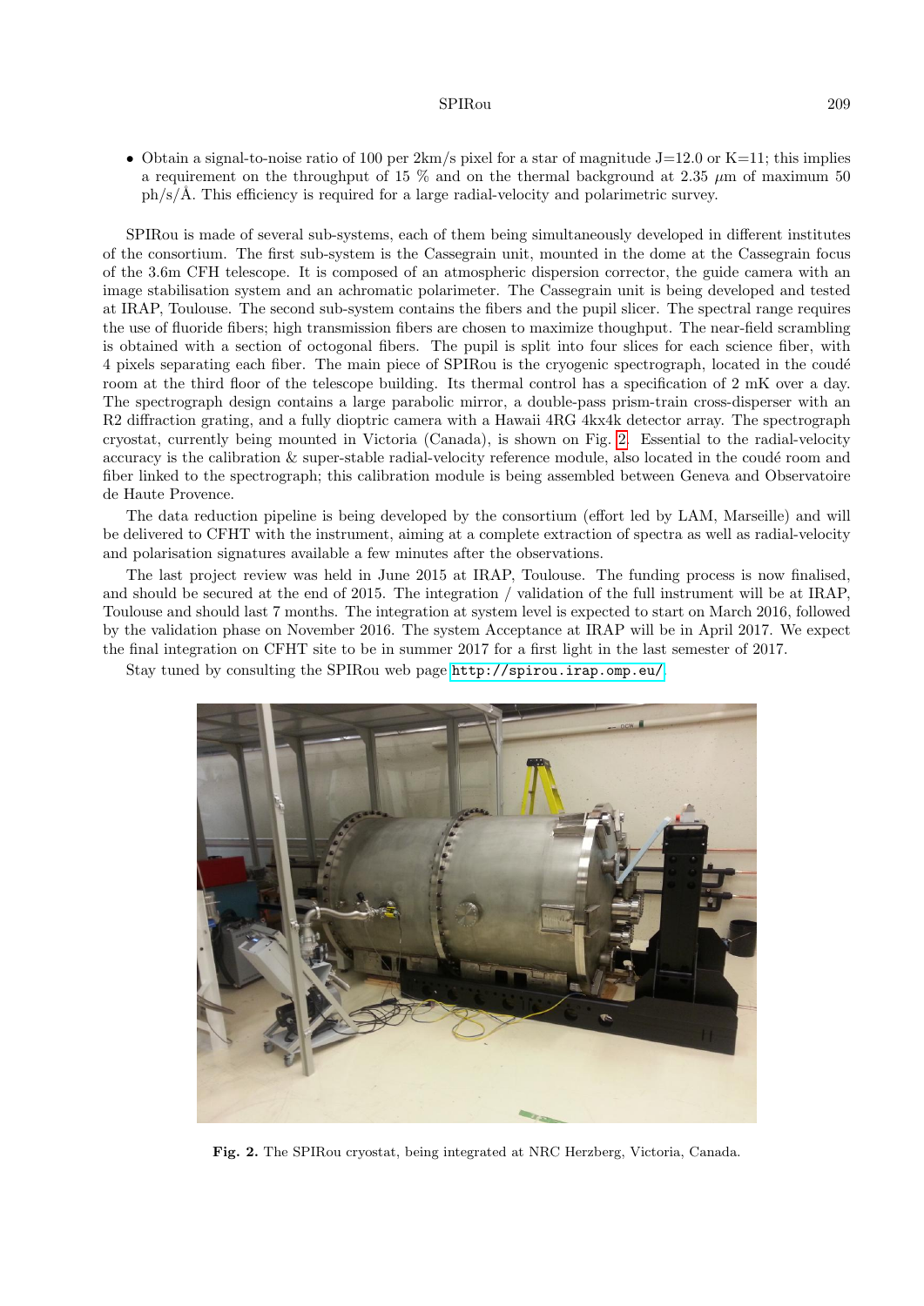- Obtain a signal-to-noise ratio of 100 per 2km/s pixel for a star of magnitude J=12.0 or K=11; this implies a requirement on the throughput of 15 % and on the thermal background at 2.35 $\mu$m of maximum 50 ph/s/Å. This efficiency is required for a large radial-velocity and polarimetric survey.

SPIRou is made of several sub-systems, each of them being simultaneously developed in different institutes of the consortium. The first sub-system is the Cassegrain unit, mounted in the dome at the Cassegrain focus of the 3.6m CFH telescope. It is composed of an atmospheric dispersion corrector, the guide camera with an image stabilisation system and an achromatic polarimeter. The Cassegrain unit is being developed and tested at IRAP, Toulouse. The second sub-system contains the fibers and the pupil slicer. The spectral range requires the use of fluoride fibers; high transmission fibers are chosen to maximize thoughput. The near-field scrambling is obtained with a section of octogonal fibers. The pupil is split into four slices for each science fiber, with 4 pixels separating each fiber. The main piece of SPIRou is the cryogenic spectrograph, located in the coudé room at the third floor of the telescope building. Its thermal control has a specification of 2 mK over a day. The spectrograph design contains a large parabolic mirror, a double-pass prism-train cross-disperser with an R2 diffraction grating, and a fully dioptric camera with a Hawaii 4RG 4kx4k detector array. The spectrograph cryostat, currently being mounted in Victoria (Canada), is shown on Fig. 2. Essential to the radial-velocity accuracy is the calibration & super-stable radial-velocity reference module, also located in the coudé room and fiber linked to the spectrograph; this calibration module is being assembled between Geneva and Observatoire de Haute Provence.

The data reduction pipeline is being developed by the consortium (effort led by LAM, Marseille) and will be delivered to CFHT with the instrument, aiming at a complete extraction of spectra as well as radial-velocity and polarisation signatures available a few minutes after the observations.

The last project review was held in June 2015 at IRAP, Toulouse. The funding process is now finalised, and should be secured at the end of 2015. The integration / validation of the full instrument will be at IRAP, Toulouse and should last 7 months. The integration at system level is expected to start on March 2016, followed by the validation phase on November 2016. The system Acceptance at IRAP will be in April 2017. We expect the final integration on CFHT site to be in summer 2017 for a first light in the last semester of 2017.

Stay tuned by consulting the SPIRou web page http://spirou.irap.omp.eu/.

**Fig. 2.** The SPIRou cryostat, being integrated at NRC Herzberg, Victoria, Canada.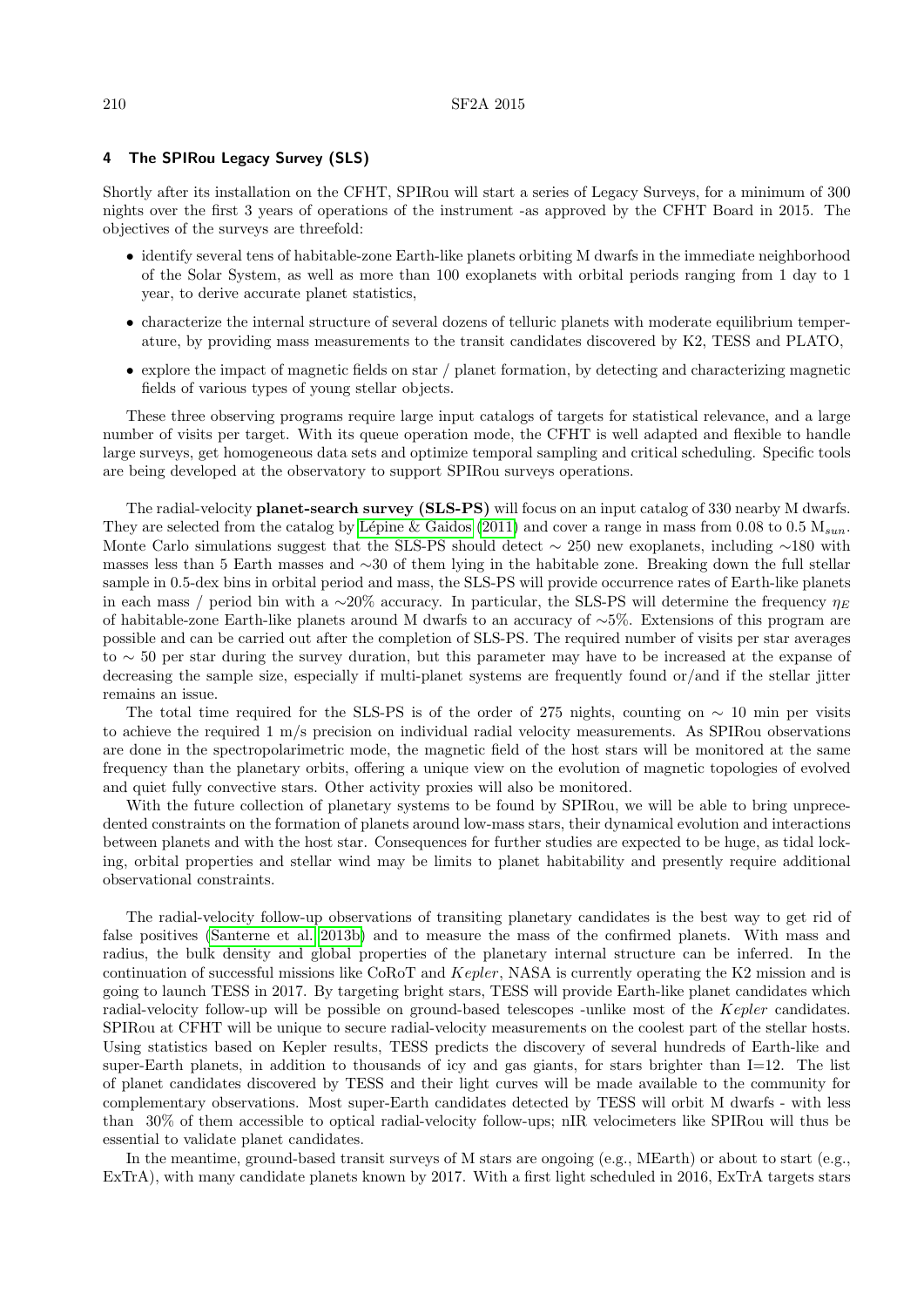## 4 The SPIRou Legacy Survey (SLS)

Shortly after its installation on the CFHT, SPIRou will start a series of Legacy Surveys, for a minimum of 300 nights over the first 3 years of operations of the instrument -as approved by the CFHT Board in 2015. The objectives of the surveys are threefold:

- identify several tens of habitable-zone Earth-like planets orbiting M dwarfs in the immediate neighborhood of the Solar System, as well as more than 100 exoplanets with orbital periods ranging from 1 day to 1 year, to derive accurate planet statistics,
- characterize the internal structure of several dozens of telluric planets with moderate equilibrium temperature, by providing mass measurements to the transit candidates discovered by K2, TESS and PLATO,
- explore the impact of magnetic fields on star / planet formation, by detecting and characterizing magnetic fields of various types of young stellar objects.

These three observing programs require large input catalogs of targets for statistical relevance, and a large number of visits per target. With its queue operation mode, the CFHT is well adapted and flexible to handle large surveys, get homogeneous data sets and optimize temporal sampling and critical scheduling. Specific tools are being developed at the observatory to support SPIRou surveys operations.

The radial-velocity **planet-search survey (SLS-PS)** will focus on an input catalog of 330 nearby M dwarfs. They are selected from the catalog by Lépine & Gaidos (2011) and cover a range in mass from 0.08 to 0.5 $M_{sun}$. Monte Carlo simulations suggest that the SLS-PS should detect $\sim$ 250 new exoplanets, including $\sim$180 with masses less than 5 Earth masses and $\sim$30 of them lying in the habitable zone. Breaking down the full stellar sample in 0.5-dex bins in orbital period and mass, the SLS-PS will provide occurrence rates of Earth-like planets in each mass / period bin with a $\sim$20% accuracy. In particular, the SLS-PS will determine the frequency $\eta_E$ of habitable-zone Earth-like planets around M dwarfs to an accuracy of $\sim$5%. Extensions of this program are possible and can be carried out after the completion of SLS-PS. The required number of visits per star averages to $\sim$ 50 per star during the survey duration, but this parameter may have to be increased at the expanse of decreasing the sample size, especially if multi-planet systems are frequently found or/and if the stellar jitter remains an issue.

The total time required for the SLS-PS is of the order of 275 nights, counting on $\sim$ 10 min per visits to achieve the required 1 m/s precision on individual radial velocity measurements. As SPIRou observations are done in the spectropolarimetric mode, the magnetic field of the host stars will be monitored at the same frequency than the planetary orbits, offering a unique view on the evolution of magnetic topologies of evolved and quiet fully convective stars. Other activity proxies will also be monitored.

With the future collection of planetary systems to be found by SPIRou, we will be able to bring unprecedented constraints on the formation of planets around low-mass stars, their dynamical evolution and interactions between planets and with the host star. Consequences for further studies are expected to be huge, as tidal locking, orbital properties and stellar wind may be limits to planet habitability and presently require additional observational constraints.

The radial-velocity follow-up observations of transiting planetary candidates is the best way to get rid of false positives (Santerne et al. 2013b) and to measure the mass of the confirmed planets. With mass and radius, the bulk density and global properties of the planetary internal structure can be inferred. In the continuation of successful missions like CoRoT and *Kepler*, NASA is currently operating the K2 mission and is going to launch TESS in 2017. By targeting bright stars, TESS will provide Earth-like planet candidates which radial-velocity follow-up will be possible on ground-based telescopes -unlike most of the *Kepler* candidates. SPIRou at CFHT will be unique to secure radial-velocity measurements on the coolest part of the stellar hosts. Using statistics based on Kepler results, TESS predicts the discovery of several hundreds of Earth-like and super-Earth planets, in addition to thousands of icy and gas giants, for stars brighter than I=12. The list of planet candidates discovered by TESS and their light curves will be made available to the community for complementary observations. Most super-Earth candidates detected by TESS will orbit M dwarfs - with less than 30% of them accessible to optical radial-velocity follow-ups; nIR velocimeters like SPIRou will thus be essential to validate planet candidates.

In the meantime, ground-based transit surveys of M stars are ongoing (e.g., MEarth) or about to start (e.g., ExTrA), with many candidate planets known by 2017. With a first light scheduled in 2016, ExTrA targets stars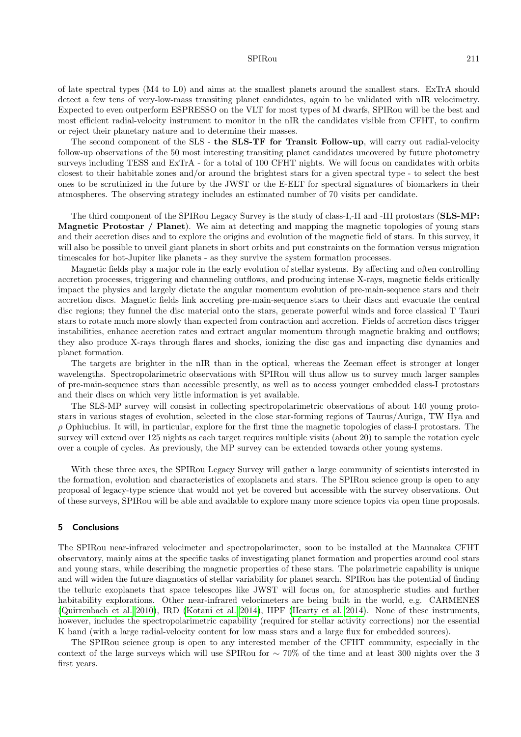of late spectral types (M4 to L0) and aims at the smallest planets around the smallest stars. ExTrA should detect a few tens of very-low-mass transiting planet candidates, again to be validated with nIR velocimetry. Expected to even outperform ESPRESSO on the VLT for most types of M dwarfs, SPIRou will be the best and most efficient radial-velocity instrument to monitor in the nIR the candidates visible from CFHT, to confirm or reject their planetary nature and to determine their masses.

The second component of the SLS - **the SLS-TF for Transit Follow-up**, will carry out radial-velocity follow-up observations of the 50 most interesting transiting planet candidates uncovered by future photometry surveys including TESS and ExTrA - for a total of 100 CFHT nights. We will focus on candidates with orbits closest to their habitable zones and/or around the brightest stars for a given spectral type - to select the best ones to be scrutinized in the future by the JWST or the E-ELT for spectral signatures of biomarkers in their atmospheres. The observing strategy includes an estimated number of 70 visits per candidate.

The third component of the SPIRou Legacy Survey is the study of class-I,-II and -III protostars (**SLS-MP: Magnetic Protostar / Planet**). We aim at detecting and mapping the magnetic topologies of young stars and their accretion discs and to explore the origins and evolution of the magnetic field of stars. In this survey, it will also be possible to unveil giant planets in short orbits and put constraints on the formation versus migration timescales for hot-Jupiter like planets - as they survive the system formation processes.

Magnetic fields play a major role in the early evolution of stellar systems. By affecting and often controlling accretion processes, triggering and channeling outflows, and producing intense X-rays, magnetic fields critically impact the physics and largely dictate the angular momentum evolution of pre-main-sequence stars and their accretion discs. Magnetic fields link accreting pre-main-sequence stars to their discs and evacuate the central disc regions; they funnel the disc material onto the stars, generate powerful winds and force classical T Tauri stars to rotate much more slowly than expected from contraction and accretion. Fields of accretion discs trigger instabilities, enhance accretion rates and extract angular momentum through magnetic braking and outflows; they also produce X-rays through flares and shocks, ionizing the disc gas and impacting disc dynamics and planet formation.

The targets are brighter in the nIR than in the optical, whereas the Zeeman effect is stronger at longer wavelengths. Spectropolarimetric observations with SPIRou will thus allow us to survey much larger samples of pre-main-sequence stars than accessible presently, as well as to access younger embedded class-I protostars and their discs on which very little information is yet available.

The SLS-MP survey will consist in collecting spectropolarimetric observations of about 140 young protostars in various stages of evolution, selected in the close star-forming regions of Taurus/Auriga, TW Hya and $\rho$ Ophiuchius. It will, in particular, explore for the first time the magnetic topologies of class-I protostars. The survey will extend over 125 nights as each target requires multiple visits (about 20) to sample the rotation cycle over a couple of cycles. As previously, the MP survey can be extended towards other young systems.

With these three axes, the SPIRou Legacy Survey will gather a large community of scientists interested in the formation, evolution and characteristics of exoplanets and stars. The SPIRou science group is open to any proposal of legacy-type science that would not yet be covered but accessible with the survey observations. Out of these surveys, SPIRou will be able and available to explore many more science topics via open time proposals.

## 5 Conclusions

The SPIRou near-infrared velocimeter and spectropolarimeter, soon to be installed at the Maunakea CFHT observatory, mainly aims at the specific tasks of investigating planet formation and properties around cool stars and young stars, while describing the magnetic properties of these stars. The polarimetric capability is unique and will widen the future diagnostics of stellar variability for planet search. SPIRou has the potential of finding the telluric exoplanets that space telescopes like JWST will focus on, for atmospheric studies and further habitability explorations. Other near-infrared velocimeters are being built in the world, e.g. CARMENES (Quirrenbach et al. 2010), IRD (Kotani et al. 2014), HPF (Hearty et al. 2014). None of these instruments, however, includes the spectropolarimetric capability (required for stellar activity corrections) nor the essential K band (with a large radial-velocity content for low mass stars and a large flux for embedded sources).

The SPIRou science group is open to any interested member of the CFHT community, especially in the context of the large surveys which will use SPIRou for $\sim 70\%$ of the time and at least 300 nights over the 3 first years.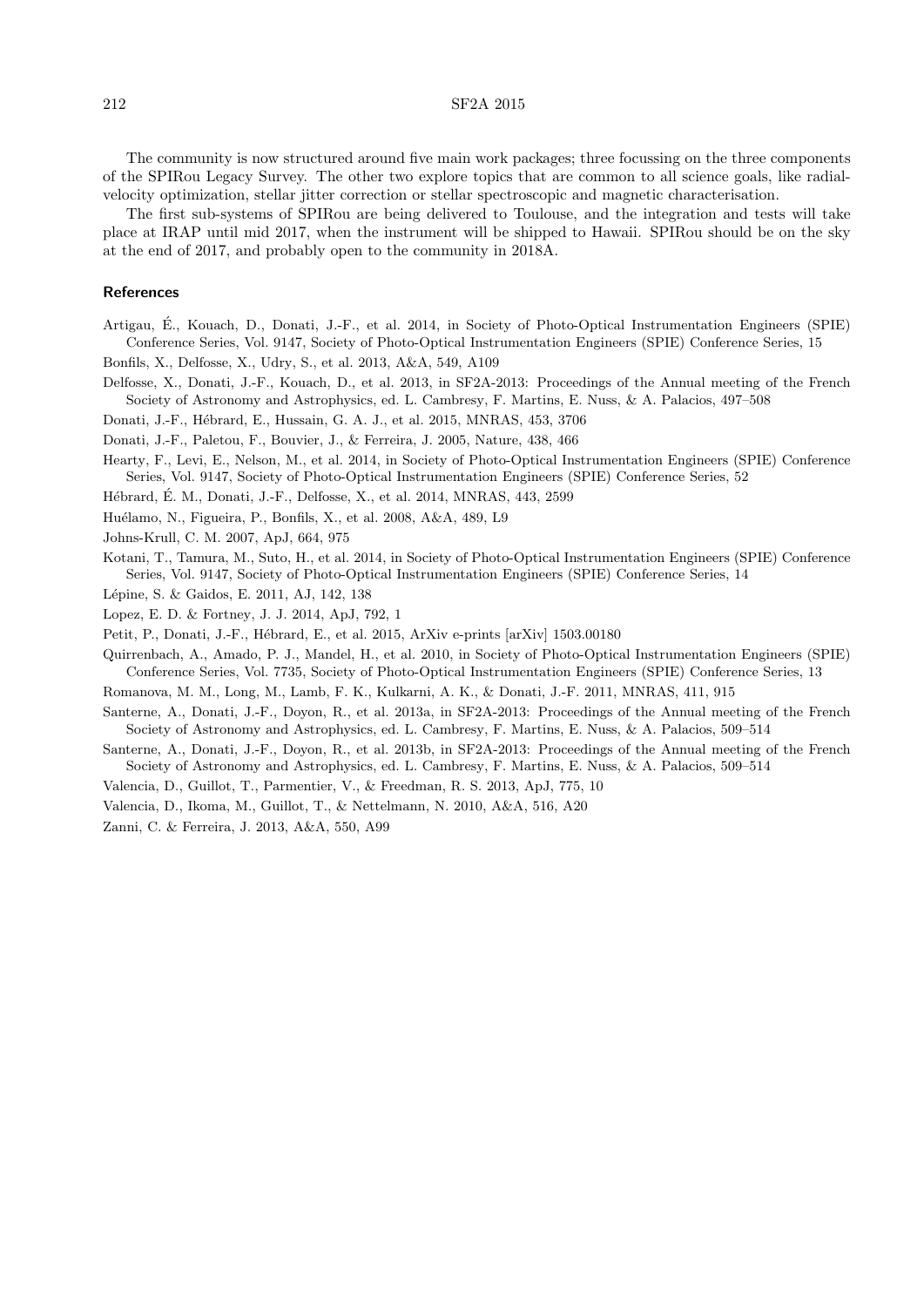The community is now structured around five main work packages; three focussing on the three components of the SPIRou Legacy Survey. The other two explore topics that are common to all science goals, like radial-velocity optimization, stellar jitter correction or stellar spectroscopic and magnetic characterisation.

The first sub-systems of SPIRou are being delivered to Toulouse, and the integration and tests will take place at IRAP until mid 2017, when the instrument will be shipped to Hawaii. SPIRou should be on the sky at the end of 2017, and probably open to the community in 2018A.

## References

Artigau, É., Kouach, D., Donati, J.-F., et al. 2014, in Society of Photo-Optical Instrumentation Engineers (SPIE) Conference Series, Vol. 9147, Society of Photo-Optical Instrumentation Engineers (SPIE) Conference Series, 15

Bonfils, X., Delfosse, X., Udry, S., et al. 2013, A&A, 549, A109

Delfosse, X., Donati, J.-F., Kouach, D., et al. 2013, in SF2A-2013: Proceedings of the Annual meeting of the French Society of Astronomy and Astrophysics, ed. L. Cambresy, F. Martins, E. Nuss, & A. Palacios, 497–508

Donati, J.-F., Hébrard, E., Hussain, G. A. J., et al. 2015, MNRAS, 453, 3706

Donati, J.-F., Paletou, F., Bouvier, J., & Ferreira, J. 2005, Nature, 438, 466

Hearty, F., Levi, E., Nelson, M., et al. 2014, in Society of Photo-Optical Instrumentation Engineers (SPIE) Conference Series, Vol. 9147, Society of Photo-Optical Instrumentation Engineers (SPIE) Conference Series, 52

Hébrard, É. M., Donati, J.-F., Delfosse, X., et al. 2014, MNRAS, 443, 2599

Huélamo, N., Figueira, P., Bonfils, X., et al. 2008, A&A, 489, L9

Johns-Krull, C. M. 2007, ApJ, 664, 975

Kotani, T., Tamura, M., Suto, H., et al. 2014, in Society of Photo-Optical Instrumentation Engineers (SPIE) Conference Series, Vol. 9147, Society of Photo-Optical Instrumentation Engineers (SPIE) Conference Series, 14

Lépine, S. & Gaidos, E. 2011, AJ, 142, 138

Lopez, E. D. & Fortney, J. J. 2014, ApJ, 792, 1

Petit, P., Donati, J.-F., Hébrard, E., et al. 2015, ArXiv e-prints [arXiv] 1503.00180

Quirrenbach, A., Amado, P. J., Mandel, H., et al. 2010, in Society of Photo-Optical Instrumentation Engineers (SPIE) Conference Series, Vol. 7735, Society of Photo-Optical Instrumentation Engineers (SPIE) Conference Series, 13

Romanova, M. M., Long, M., Lamb, F. K., Kulkarni, A. K., & Donati, J.-F. 2011, MNRAS, 411, 915

Santerne, A., Donati, J.-F., Doyon, R., et al. 2013a, in SF2A-2013: Proceedings of the Annual meeting of the French Society of Astronomy and Astrophysics, ed. L. Cambresy, F. Martins, E. Nuss, & A. Palacios, 509–514

Santerne, A., Donati, J.-F., Doyon, R., et al. 2013b, in SF2A-2013: Proceedings of the Annual meeting of the French Society of Astronomy and Astrophysics, ed. L. Cambresy, F. Martins, E. Nuss, & A. Palacios, 509–514

Valencia, D., Guillot, T., Parmentier, V., & Freedman, R. S. 2013, ApJ, 775, 10

Valencia, D., Ikoma, M., Guillot, T., & Nettelmann, N. 2010, A&A, 516, A20

Zanni, C. & Ferreira, J. 2013, A&A, 550, A99